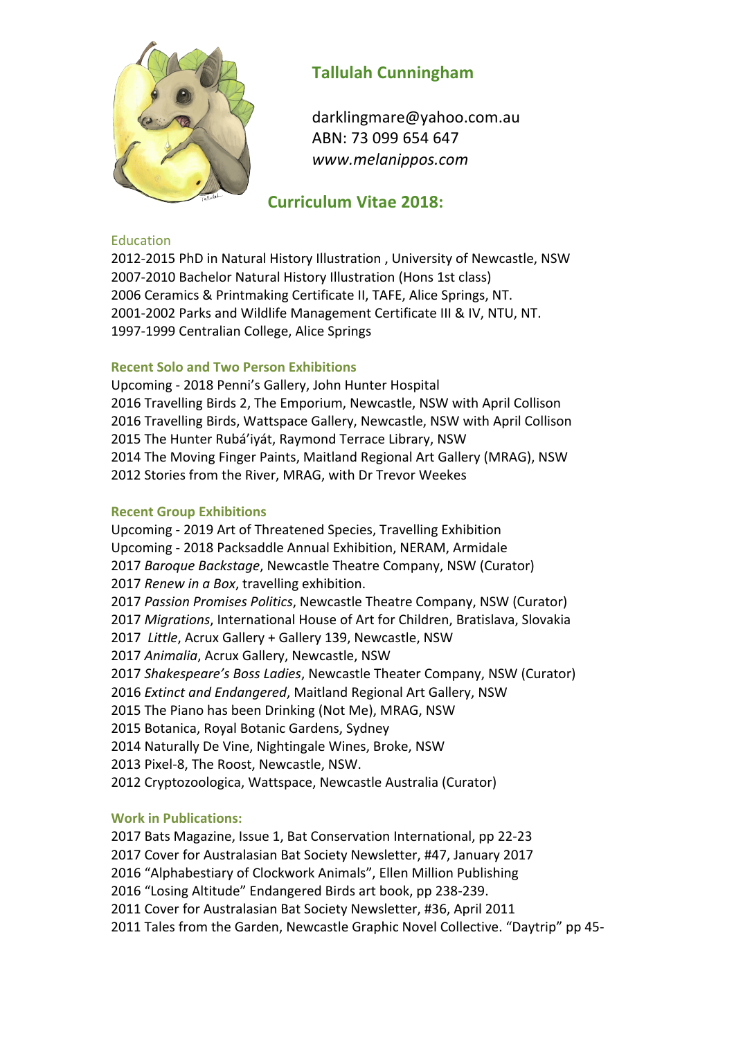# Tallulah Cunningham

darklingmare@yahoo.com.au
ABN: 73 099 654 647
*www.melanippos.com*

## Curriculum Vitae 2018:

### Education

2012-2015 PhD in Natural History Illustration , University of Newcastle, NSW
2007-2010 Bachelor Natural History Illustration (Hons 1st class)
2006 Ceramics & Printmaking Certificate II, TAFE, Alice Springs, NT.
2001-2002 Parks and Wildlife Management Certificate III & IV, NTU, NT.
1997-1999 Centralian College, Alice Springs

### Recent Solo and Two Person Exhibitions

Upcoming - 2018 Penni's Gallery, John Hunter Hospital
2016 Travelling Birds 2, The Emporium, Newcastle, NSW with April Collison
2016 Travelling Birds, Wattspace Gallery, Newcastle, NSW with April Collison
2015 The Hunter Rubá'iyát, Raymond Terrace Library, NSW
2014 The Moving Finger Paints, Maitland Regional Art Gallery (MRAG), NSW
2012 Stories from the River, MRAG, with Dr Trevor Weekes

### Recent Group Exhibitions

Upcoming - 2019 Art of Threatened Species, Travelling Exhibition
Upcoming - 2018 Packsaddle Annual Exhibition, NERAM, Armidale
2017 *Baroque Backstage*, Newcastle Theatre Company, NSW (Curator)
2017 *Renew in a Box*, travelling exhibition.
2017 *Passion Promises Politics*, Newcastle Theatre Company, NSW (Curator)
2017 *Migrations*, International House of Art for Children, Bratislava, Slovakia
2017 *Little*, Acrux Gallery + Gallery 139, Newcastle, NSW
2017 *Animalia*, Acrux Gallery, Newcastle, NSW
2017 *Shakespeare's Boss Ladies*, Newcastle Theater Company, NSW (Curator)
2016 *Extinct and Endangered*, Maitland Regional Art Gallery, NSW
2015 The Piano has been Drinking (Not Me), MRAG, NSW
2015 Botanica, Royal Botanic Gardens, Sydney
2014 Naturally De Vine, Nightingale Wines, Broke, NSW
2013 Pixel-8, The Roost, Newcastle, NSW.
2012 Cryptozoologica, Wattspace, Newcastle Australia (Curator)

### Work in Publications:

2017 Bats Magazine, Issue 1, Bat Conservation International, pp 22-23
2017 Cover for Australasian Bat Society Newsletter, #47, January 2017
2016 "Alphabestiary of Clockwork Animals", Ellen Million Publishing
2016 "Losing Altitude" Endangered Birds art book, pp 238-239.
2011 Cover for Australasian Bat Society Newsletter, #36, April 2011
2011 Tales from the Garden, Newcastle Graphic Novel Collective. "Daytrip" pp 45-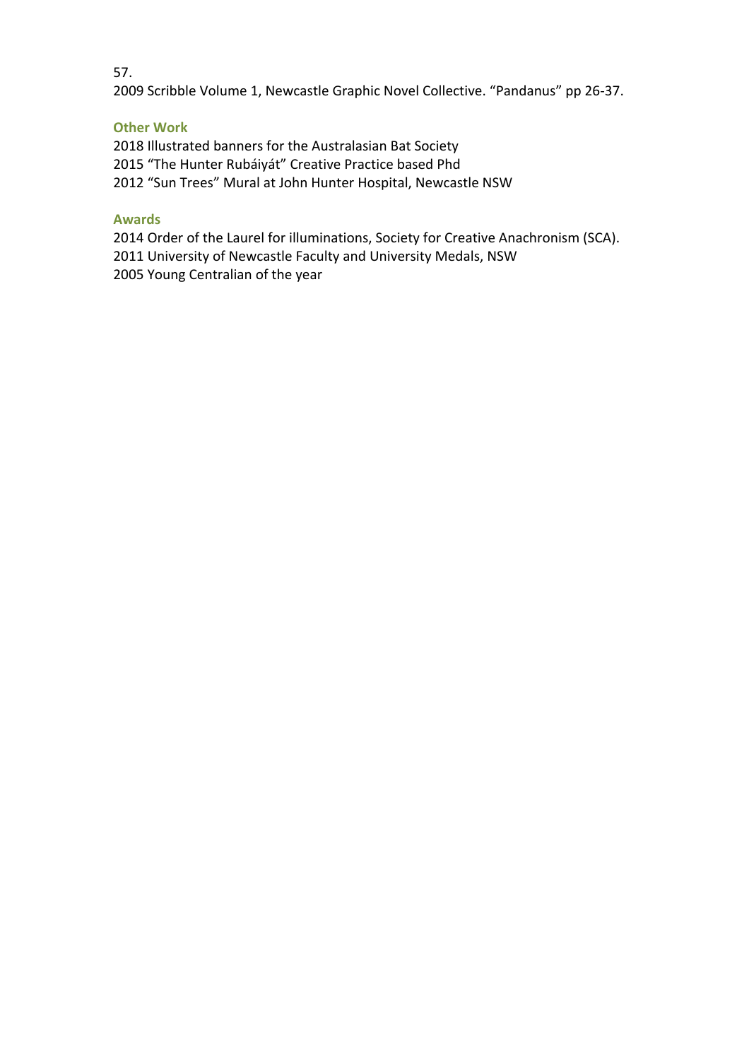57.

2009 Scribble Volume 1, Newcastle Graphic Novel Collective. “Pandanus” pp 26-37.

## Other Work

2018 Illustrated banners for the Australasian Bat Society
2015 “The Hunter Rubáiyát” Creative Practice based Phd
2012 “Sun Trees” Mural at John Hunter Hospital, Newcastle NSW

## Awards

2014 Order of the Laurel for illuminations, Society for Creative Anachronism (SCA).
2011 University of Newcastle Faculty and University Medals, NSW
2005 Young Centralian of the year